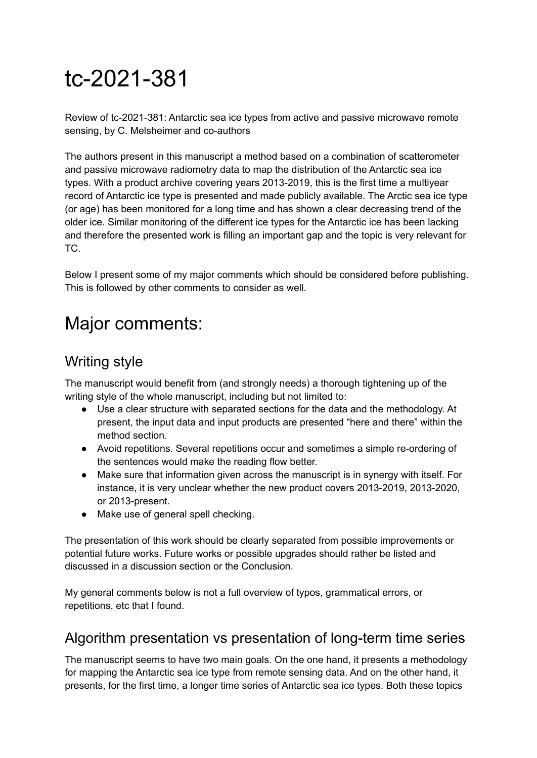# tc-2021-381

Review of tc-2021-381: Antarctic sea ice types from active and passive microwave remote sensing, by C. Melsheimer and co-authors

The authors present in this manuscript a method based on a combination of scatterometer and passive microwave radiometry data to map the distribution of the Antarctic sea ice types. With a product archive covering years 2013-2019, this is the first time a multiyear record of Antarctic ice type is presented and made publicly available. The Arctic sea ice type (or age) has been monitored for a long time and has shown a clear decreasing trend of the older ice. Similar monitoring of the different ice types for the Antarctic ice has been lacking and therefore the presented work is filling an important gap and the topic is very relevant for TC.

Below I present some of my major comments which should be considered before publishing. This is followed by other comments to consider as well.

# Major comments:

## Writing style

The manuscript would benefit from (and strongly needs) a thorough tightening up of the writing style of the whole manuscript, including but not limited to:

- Use a clear structure with separated sections for the data and the methodology. At present, the input data and input products are presented "here and there" within the method section.
- Avoid repetitions. Several repetitions occur and sometimes a simple re-ordering of the sentences would make the reading flow better.
- Make sure that information given across the manuscript is in synergy with itself. For instance, it is very unclear whether the new product covers 2013-2019, 2013-2020, or 2013-present.
- Make use of general spell checking.

The presentation of this work should be clearly separated from possible improvements or potential future works. Future works or possible upgrades should rather be listed and discussed in a discussion section or the Conclusion.

My general comments below is not a full overview of typos, grammatical errors, or repetitions, etc that I found.

## Algorithm presentation vs presentation of long-term time series

The manuscript seems to have two main goals. On the one hand, it presents a methodology for mapping the Antarctic sea ice type from remote sensing data. And on the other hand, it presents, for the first time, a longer time series of Antarctic sea ice types. Both these topics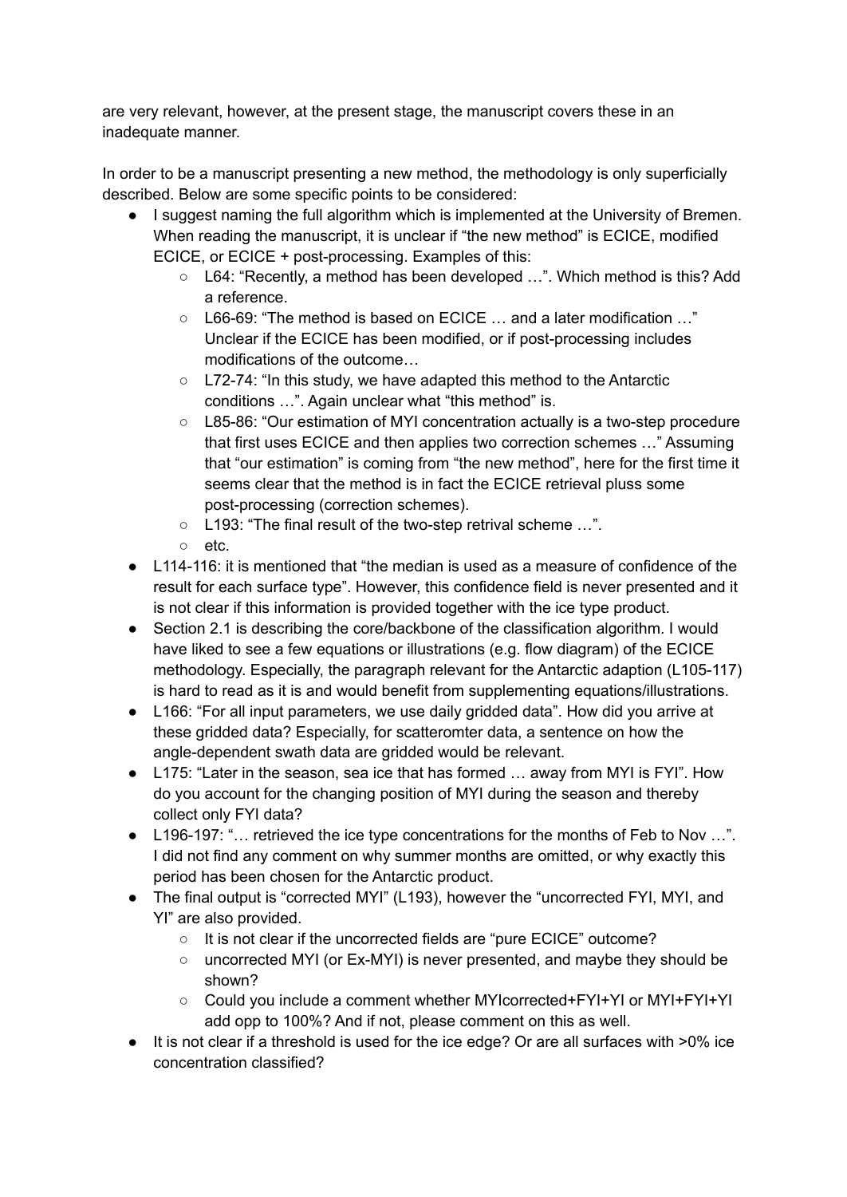are very relevant, however, at the present stage, the manuscript covers these in an inadequate manner.

In order to be a manuscript presenting a new method, the methodology is only superficially described. Below are some specific points to be considered:

- I suggest naming the full algorithm which is implemented at the University of Bremen. When reading the manuscript, it is unclear if "the new method" is ECICE, modified ECICE, or ECICE + post-processing. Examples of this:
  - L64: "Recently, a method has been developed …". Which method is this? Add a reference.
  - L66-69: "The method is based on ECICE … and a later modification …" Unclear if the ECICE has been modified, or if post-processing includes modifications of the outcome…
  - L72-74: "In this study, we have adapted this method to the Antarctic conditions …". Again unclear what "this method" is.
  - L85-86: "Our estimation of MYI concentration actually is a two-step procedure that first uses ECICE and then applies two correction schemes …" Assuming that "our estimation" is coming from "the new method", here for the first time it seems clear that the method is in fact the ECICE retrieval pluss some post-processing (correction schemes).
  - L193: "The final result of the two-step retrival scheme …".
  - etc.
- L114-116: it is mentioned that "the median is used as a measure of confidence of the result for each surface type". However, this confidence field is never presented and it is not clear if this information is provided together with the ice type product.
- Section 2.1 is describing the core/backbone of the classification algorithm. I would have liked to see a few equations or illustrations (e.g. flow diagram) of the ECICE methodology. Especially, the paragraph relevant for the Antarctic adaption (L105-117) is hard to read as it is and would benefit from supplementing equations/illustrations.
- L166: "For all input parameters, we use daily gridded data". How did you arrive at these gridded data? Especially, for scatteromter data, a sentence on how the angle-dependent swath data are gridded would be relevant.
- L175: "Later in the season, sea ice that has formed … away from MYI is FYI". How do you account for the changing position of MYI during the season and thereby collect only FYI data?
- L196-197: "… retrieved the ice type concentrations for the months of Feb to Nov …". I did not find any comment on why summer months are omitted, or why exactly this period has been chosen for the Antarctic product.
- The final output is "corrected MYI" (L193), however the "uncorrected FYI, MYI, and YI" are also provided.
  - It is not clear if the uncorrected fields are "pure ECICE" outcome?
  - uncorrected MYI (or Ex-MYI) is never presented, and maybe they should be shown?
  - Could you include a comment whether MYIcorrected+FYI+YI or MYI+FYI+YI add opp to 100%? And if not, please comment on this as well.
- It is not clear if a threshold is used for the ice edge? Or are all surfaces with >0% ice concentration classified?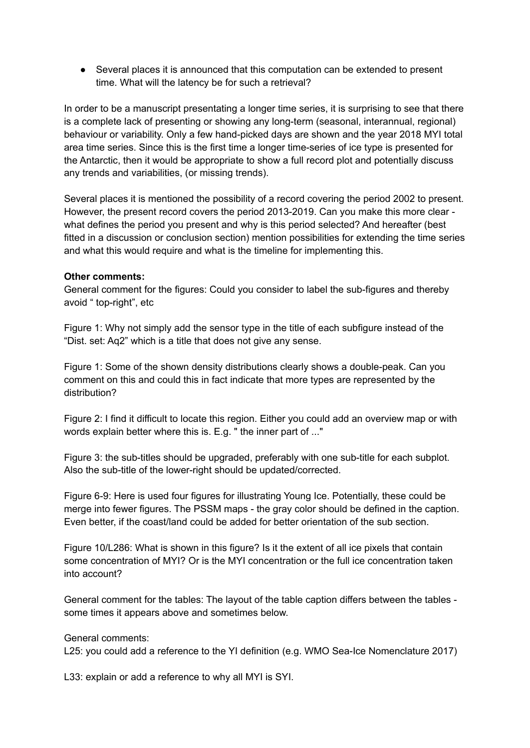- Several places it is announced that this computation can be extended to present time. What will the latency be for such a retrieval?

In order to be a manuscript presentating a longer time series, it is surprising to see that there is a complete lack of presenting or showing any long-term (seasonal, interannual, regional) behaviour or variability. Only a few hand-picked days are shown and the year 2018 MYI total area time series. Since this is the first time a longer time-series of ice type is presented for the Antarctic, then it would be appropriate to show a full record plot and potentially discuss any trends and variabilities, (or missing trends).

Several places it is mentioned the possibility of a record covering the period 2002 to present. However, the present record covers the period 2013-2019. Can you make this more clear - what defines the period you present and why is this period selected? And hereafter (best fitted in a discussion or conclusion section) mention possibilities for extending the time series and what this would require and what is the timeline for implementing this.

**Other comments:**

General comment for the figures: Could you consider to label the sub-figures and thereby avoid " top-right", etc

Figure 1: Why not simply add the sensor type in the title of each subfigure instead of the "Dist. set: Aq2" which is a title that does not give any sense.

Figure 1: Some of the shown density distributions clearly shows a double-peak. Can you comment on this and could this in fact indicate that more types are represented by the distribution?

Figure 2: I find it difficult to locate this region. Either you could add an overview map or with words explain better where this is. E.g. " the inner part of ..."

Figure 3: the sub-titles should be upgraded, preferably with one sub-title for each subplot. Also the sub-title of the lower-right should be updated/corrected.

Figure 6-9: Here is used four figures for illustrating Young Ice. Potentially, these could be merge into fewer figures. The PSSM maps - the gray color should be defined in the caption. Even better, if the coast/land could be added for better orientation of the sub section.

Figure 10/L286: What is shown in this figure? Is it the extent of all ice pixels that contain some concentration of MYI? Or is the MYI concentration or the full ice concentration taken into account?

General comment for the tables: The layout of the table caption differs between the tables - some times it appears above and sometimes below.

General comments:

L25: you could add a reference to the YI definition (e.g. WMO Sea-Ice Nomenclature 2017)

L33: explain or add a reference to why all MYI is SYI.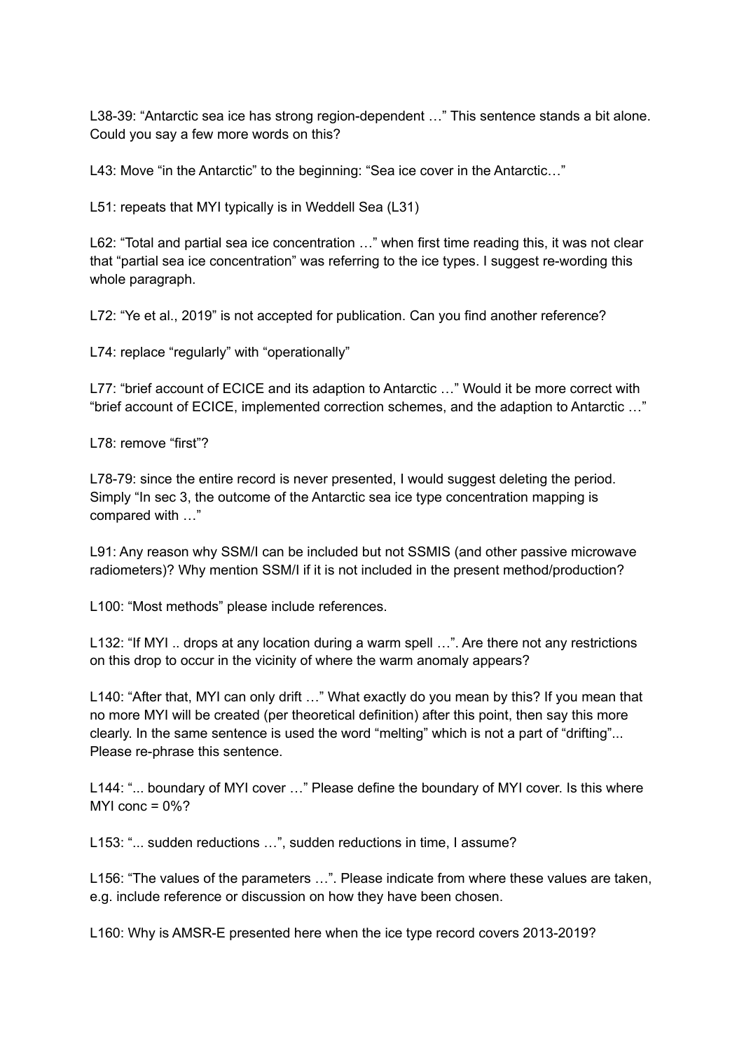L38-39: “Antarctic sea ice has strong region-dependent …” This sentence stands a bit alone. Could you say a few more words on this?

L43: Move “in the Antarctic” to the beginning: “Sea ice cover in the Antarctic…”

L51: repeats that MYI typically is in Weddell Sea (L31)

L62: “Total and partial sea ice concentration …” when first time reading this, it was not clear that “partial sea ice concentration” was referring to the ice types. I suggest re-wording this whole paragraph.

L72: “Ye et al., 2019” is not accepted for publication. Can you find another reference?

L74: replace “regularly” with “operationally”

L77: “brief account of ECICE and its adaption to Antarctic …” Would it be more correct with “brief account of ECICE, implemented correction schemes, and the adaption to Antarctic …”

L78: remove “first”?

L78-79: since the entire record is never presented, I would suggest deleting the period. Simply “In sec 3, the outcome of the Antarctic sea ice type concentration mapping is compared with …”

L91: Any reason why SSM/I can be included but not SSMIS (and other passive microwave radiometers)? Why mention SSM/I if it is not included in the present method/production?

L100: “Most methods” please include references.

L132: “If MYI .. drops at any location during a warm spell …”. Are there not any restrictions on this drop to occur in the vicinity of where the warm anomaly appears?

L140: “After that, MYI can only drift …” What exactly do you mean by this? If you mean that no more MYI will be created (per theoretical definition) after this point, then say this more clearly. In the same sentence is used the word “melting” which is not a part of “drifting”... Please re-phrase this sentence.

L144: “... boundary of MYI cover …” Please define the boundary of MYI cover. Is this where MYI conc = 0%?

L153: “... sudden reductions …”, sudden reductions in time, I assume?

L156: “The values of the parameters …”. Please indicate from where these values are taken, e.g. include reference or discussion on how they have been chosen.

L160: Why is AMSR-E presented here when the ice type record covers 2013-2019?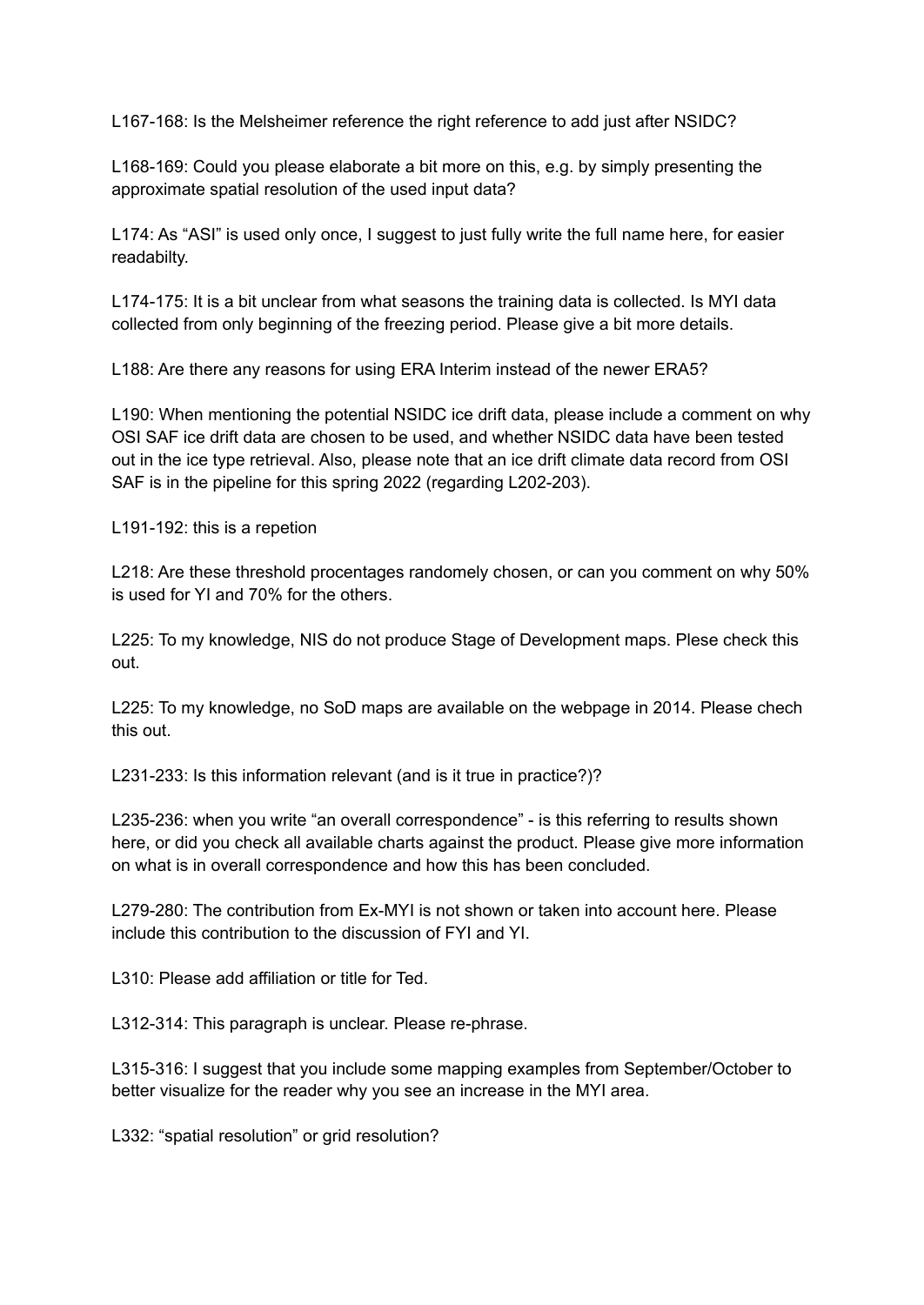L167-168: Is the Melsheimer reference the right reference to add just after NSIDC?

L168-169: Could you please elaborate a bit more on this, e.g. by simply presenting the approximate spatial resolution of the used input data?

L174: As "ASI" is used only once, I suggest to just fully write the full name here, for easier readabilty.

L174-175: It is a bit unclear from what seasons the training data is collected. Is MYI data collected from only beginning of the freezing period. Please give a bit more details.

L188: Are there any reasons for using ERA Interim instead of the newer ERA5?

L190: When mentioning the potential NSIDC ice drift data, please include a comment on why OSI SAF ice drift data are chosen to be used, and whether NSIDC data have been tested out in the ice type retrieval. Also, please note that an ice drift climate data record from OSI SAF is in the pipeline for this spring 2022 (regarding L202-203).

L191-192: this is a repetion

L218: Are these threshold procentages randomely chosen, or can you comment on why 50% is used for YI and 70% for the others.

L225: To my knowledge, NIS do not produce Stage of Development maps. Plese check this out.

L225: To my knowledge, no SoD maps are available on the webpage in 2014. Please chech this out.

L231-233: Is this information relevant (and is it true in practice?)?

L235-236: when you write "an overall correspondence" - is this referring to results shown here, or did you check all available charts against the product. Please give more information on what is in overall correspondence and how this has been concluded.

L279-280: The contribution from Ex-MYI is not shown or taken into account here. Please include this contribution to the discussion of FYI and YI.

L310: Please add affiliation or title for Ted.

L312-314: This paragraph is unclear. Please re-phrase.

L315-316: I suggest that you include some mapping examples from September/October to better visualize for the reader why you see an increase in the MYI area.

L332: "spatial resolution" or grid resolution?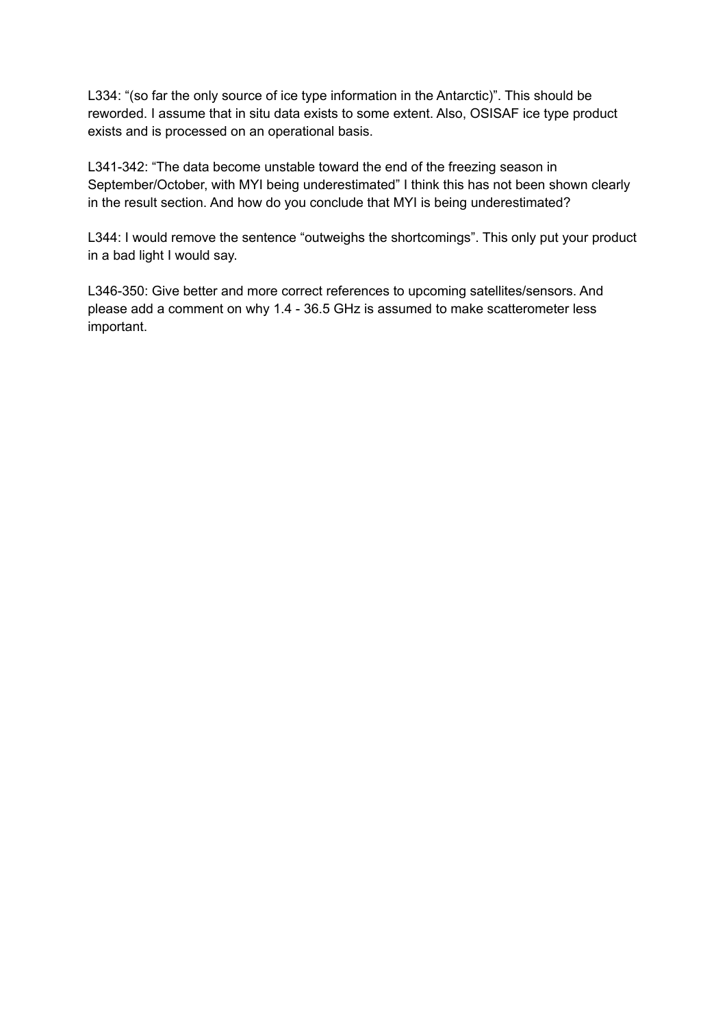L334: “(so far the only source of ice type information in the Antarctic)”. This should be reworded. I assume that in situ data exists to some extent. Also, OSISAF ice type product exists and is processed on an operational basis.

L341-342: “The data become unstable toward the end of the freezing season in September/October, with MYI being underestimated” I think this has not been shown clearly in the result section. And how do you conclude that MYI is being underestimated?

L344: I would remove the sentence “outweighs the shortcomings”. This only put your product in a bad light I would say.

L346-350: Give better and more correct references to upcoming satellites/sensors. And please add a comment on why 1.4 - 36.5 GHz is assumed to make scatterometer less important.